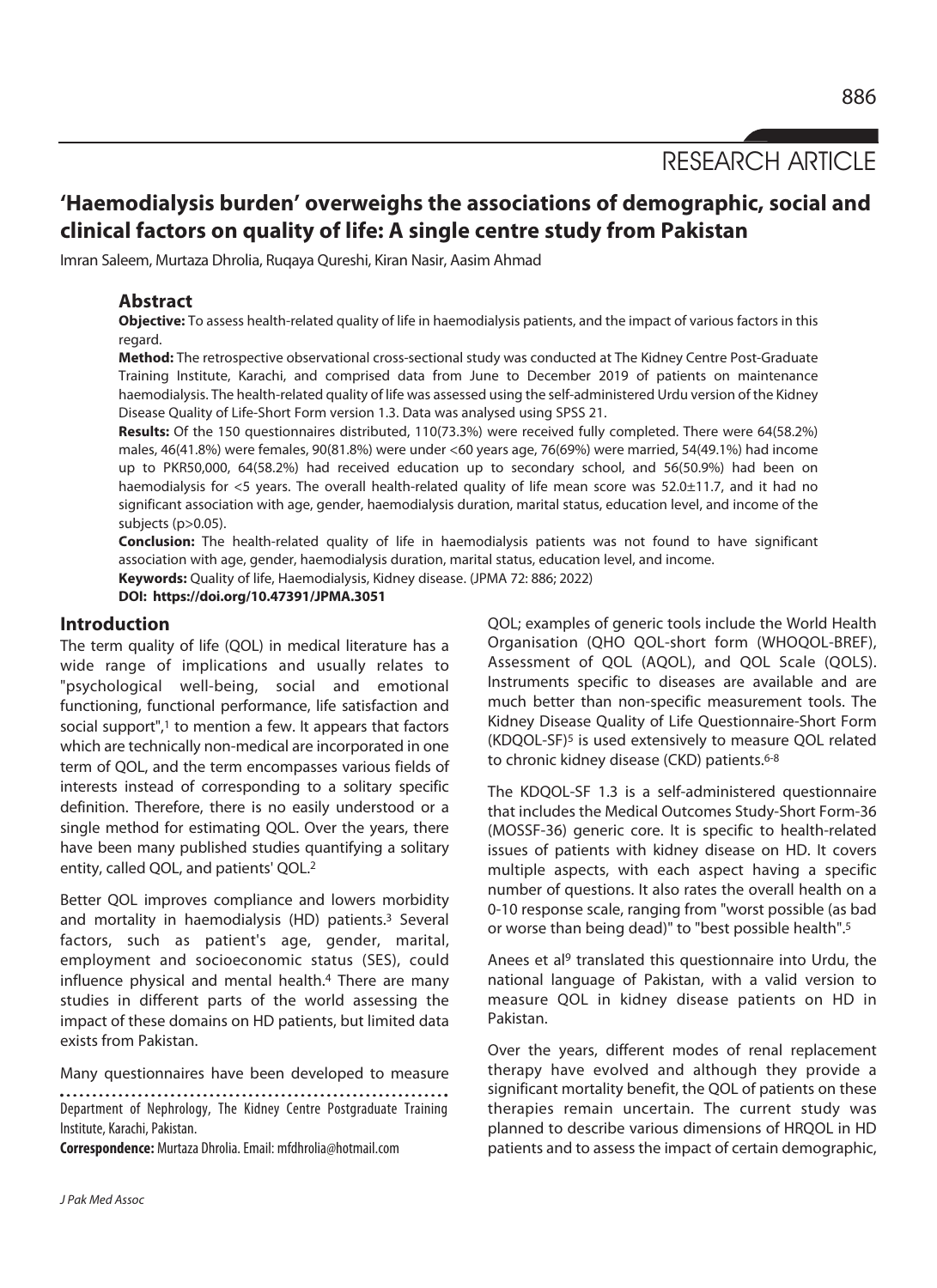RESEARCH ARTICLE

# 'Haemodialysis burden' overweighs the associations of demographic, social and clinical factors on quality of life: A single centre study from Pakistan

Imran Saleem, Murtaza Dhrolia, Ruqaya Qureshi, Kiran Nasir, Aasim Ahmad

## Abstract

**Objective:** To assess health-related quality of life in haemodialysis patients, and the impact of various factors in this regard.

**Method:** The retrospective observational cross-sectional study was conducted at The Kidney Centre Post-Graduate Training Institute, Karachi, and comprised data from June to December 2019 of patients on maintenance haemodialysis. The health-related quality of life was assessed using the self-administered Urdu version of the Kidney Disease Quality of Life-Short Form version 1.3. Data was analysed using SPSS 21.

**Results:** Of the 150 questionnaires distributed, 110(73.3%) were received fully completed. There were 64(58.2%) males, 46(41.8%) were females, 90(81.8%) were under <60 years age, 76(69%) were married, 54(49.1%) had income up to PKR50,000, 64(58.2%) had received education up to secondary school, and 56(50.9%) had been on haemodialysis for <5 years. The overall health-related quality of life mean score was 52.0±11.7, and it had no significant association with age, gender, haemodialysis duration, marital status, education level, and income of the subjects (p>0.05).

**Conclusion:** The health-related quality of life in haemodialysis patients was not found to have significant association with age, gender, haemodialysis duration, marital status, education level, and income.

**Keywords:** Quality of life, Haemodialysis, Kidney disease. (JPMA 72: 886; 2022)

**DOI: https://doi.org/10.47391/JPMA.3051**

## Introduction

The term quality of life (QOL) in medical literature has a wide range of implications and usually relates to "psychological well-being, social and emotional functioning, functional performance, life satisfaction and social support",[1] to mention a few. It appears that factors which are technically non-medical are incorporated in one term of QOL, and the term encompasses various fields of interests instead of corresponding to a solitary specific definition. Therefore, there is no easily understood or a single method for estimating QOL. Over the years, there have been many published studies quantifying a solitary entity, called QOL, and patients' QOL.[2]

Better QOL improves compliance and lowers morbidity and mortality in haemodialysis (HD) patients.[3] Several factors, such as patient's age, gender, marital, employment and socioeconomic status (SES), could influence physical and mental health.[4] There are many studies in different parts of the world assessing the impact of these domains on HD patients, but limited data exists from Pakistan.

Many questionnaires have been developed to measure QOL; examples of generic tools include the World Health Organisation (QHO QOL-short form (WHOQOL-BREF), Assessment of QOL (AQOL), and QOL Scale (QOLS). Instruments specific to diseases are available and are much better than non-specific measurement tools. The Kidney Disease Quality of Life Questionnaire-Short Form (KDQOL-SF)[5] is used extensively to measure QOL related to chronic kidney disease (CKD) patients.[6-8]

The KDQOL-SF 1.3 is a self-administered questionnaire that includes the Medical Outcomes Study-Short Form-36 (MOSSF-36) generic core. It is specific to health-related issues of patients with kidney disease on HD. It covers multiple aspects, with each aspect having a specific number of questions. It also rates the overall health on a 0-10 response scale, ranging from "worst possible (as bad or worse than being dead)" to "best possible health".[5]

Anees et al[9] translated this questionnaire into Urdu, the national language of Pakistan, with a valid version to measure QOL in kidney disease patients on HD in Pakistan.

Over the years, different modes of renal replacement therapy have evolved and although they provide a significant mortality benefit, the QOL of patients on these therapies remain uncertain. The current study was planned to describe various dimensions of HRQOL in HD patients and to assess the impact of certain demographic,

Department of Nephrology, The Kidney Centre Postgraduate Training Institute, Karachi, Pakistan.

**Correspondence:** Murtaza Dhrolia. Email: mfdhrolia@hotmail.com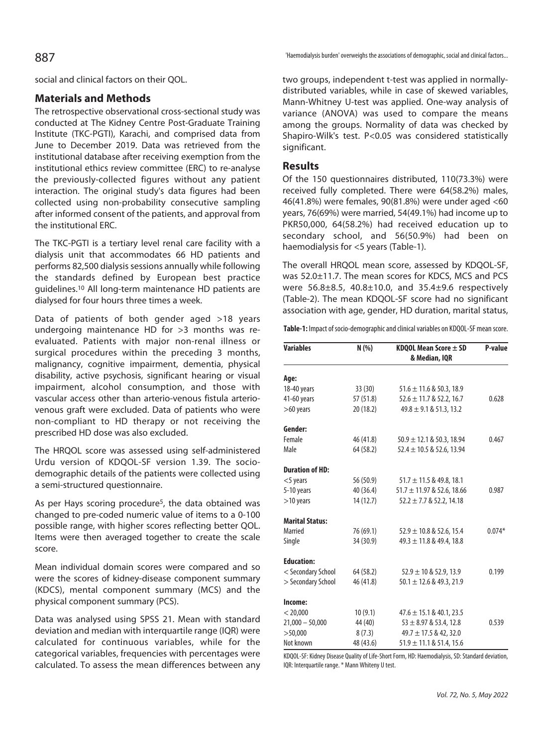social and clinical factors on their QOL.

## Materials and Methods

The retrospective observational cross-sectional study was conducted at The Kidney Centre Post-Graduate Training Institute (TKC-PGTI), Karachi, and comprised data from June to December 2019. Data was retrieved from the institutional database after receiving exemption from the institutional ethics review committee (ERC) to re-analyse the previously-collected figures without any patient interaction. The original study's data figures had been collected using non-probability consecutive sampling after informed consent of the patients, and approval from the institutional ERC.

The TKC-PGTI is a tertiary level renal care facility with a dialysis unit that accommodates 66 HD patients and performs 82,500 dialysis sessions annually while following the standards defined by European best practice guidelines.[10] All long-term maintenance HD patients are dialysed for four hours three times a week.

Data of patients of both gender aged >18 years undergoing maintenance HD for >3 months was re-evaluated. Patients with major non-renal illness or surgical procedures within the preceding 3 months, malignancy, cognitive impairment, dementia, physical disability, active psychosis, significant hearing or visual impairment, alcohol consumption, and those with vascular access other than arterio-venous fistula arterio-venous graft were excluded. Data of patients who were non-compliant to HD therapy or not receiving the prescribed HD dose was also excluded.

The HRQOL score was assessed using self-administered Urdu version of KDQOL-SF version 1.39. The socio-demographic details of the patients were collected using a semi-structured questionnaire.

As per Hays scoring procedure[5], the data obtained was changed to pre-coded numeric value of items to a 0-100 possible range, with higher scores reflecting better QOL. Items were then averaged together to create the scale score.

Mean individual domain scores were compared and so were the scores of kidney-disease component summary (KDCS), mental component summary (MCS) and the physical component summary (PCS).

Data was analysed using SPSS 21. Mean with standard deviation and median with interquartile range (IQR) were calculated for continuous variables, while for the categorical variables, frequencies with percentages were calculated. To assess the mean differences between any two groups, independent t-test was applied in normally-distributed variables, while in case of skewed variables, Mann-Whitney U-test was applied. One-way analysis of variance (ANOVA) was used to compare the means among the groups. Normality of data was checked by Shapiro-Wilk's test. P<0.05 was considered statistically significant.

## Results

Of the 150 questionnaires distributed, 110(73.3%) were received fully completed. There were 64(58.2%) males, 46(41.8%) were females, 90(81.8%) were under aged <60 years, 76(69%) were married, 54(49.1%) had income up to PKR50,000, 64(58.2%) had received education up to secondary school, and 56(50.9%) had been on haemodialysis for <5 years (Table-1).

The overall HRQOL mean score, assessed by KDQOL-SF, was 52.0±11.7. The mean scores for KDCS, MCS and PCS were 56.8±8.5, 40.8±10.0, and 35.4±9.6 respectively (Table-2). The mean KDQOL-SF score had no significant association with age, gender, HD duration, marital status,

**Table-1:** Impact of socio-demographic and clinical variables on KDQOL-SF mean score.

| Variables | N (%) | KDQOL Mean Score ± SD & Median, IQR | P-value |
|---|---|---|---|
| **Age:** | | | |
| 18-40 years | 33 (30) | 51.6 ± 11.6 & 50.3, 18.9 | |
| 41-60 years | 57 (51.8) | 52.6 ± 11.7 & 52.2, 16.7 | 0.628 |
| >60 years | 20 (18.2) | 49.8 ± 9.1 & 51.3, 13.2 | |
| **Gender:** | | | |
| Female | 46 (41.8) | 50.9 ± 12.1 & 50.3, 18.94 | 0.467 |
| Male | 64 (58.2) | 52.4 ± 10.5 & 52.6, 13.94 | |
| **Duration of HD:** | | | |
| <5 years | 56 (50.9) | 51.7 ± 11.5 & 49.8, 18.1 | |
| 5-10 years | 40 (36.4) | 51.7 ± 11.97 & 52.6, 18.66 | 0.987 |
| >10 years | 14 (12.7) | 52.2 ± 7.7 & 52.2, 14.18 | |
| **Marital Status:** | | | |
| Married | 76 (69.1) | 52.9 ± 10.8 & 52.6, 15.4 | 0.074* |
| Single | 34 (30.9) | 49.3 ± 11.8 & 49.4, 18.8 | |
| **Education:** | | | |
| < Secondary School | 64 (58.2) | 52.9 ± 10 & 52.9, 13.9 | 0.199 |
| > Secondary School | 46 (41.8) | 50.1 ± 12.6 & 49.3, 21.9 | |
| **Income:** | | | |
| < 20,000 | 10 (9.1) | 47.6 ± 15.1 & 40.1, 23.5 | |
| 21,000 – 50,000 | 44 (40) | 53 ± 8.97 & 53.4, 12.8 | 0.539 |
| >50,000 | 8 (7.3) | 49.7 ± 17.5 & 42, 32.0 | |
| Not known | 48 (43.6) | 51.9 ± 11.1 & 51.4, 15.6 | |

KDQOL-SF: Kidney Disease Quality of Life-Short Form, HD: Haemodialysis, SD: Standard deviation, IQR: Interquartile range. * Mann Whiteny U test.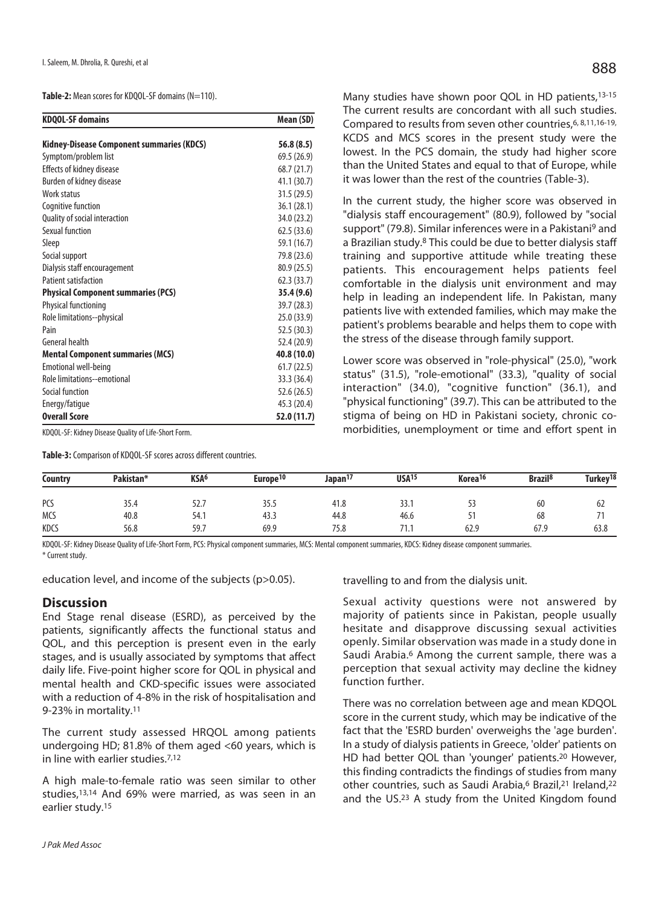**Table-2:** Mean scores for KDQOL-SF domains (N=110).

| KDQOL-SF domains | Mean (SD) |
|---|---|
| **Kidney-Disease Component summaries (KDCS)** | **56.8 (8.5)** |
| Symptom/problem list | 69.5 (26.9) |
| Effects of kidney disease | 68.7 (21.7) |
| Burden of kidney disease | 41.1 (30.7) |
| Work status | 31.5 (29.5) |
| Cognitive function | 36.1 (28.1) |
| Quality of social interaction | 34.0 (23.2) |
| Sexual function | 62.5 (33.6) |
| Sleep | 59.1 (16.7) |
| Social support | 79.8 (23.6) |
| Dialysis staff encouragement | 80.9 (25.5) |
| Patient satisfaction | 62.3 (33.7) |
| **Physical Component summaries (PCS)** | **35.4 (9.6)** |
| Physical functioning | 39.7 (28.3) |
| Role limitations--physical | 25.0 (33.9) |
| Pain | 52.5 (30.3) |
| General health | 52.4 (20.9) |
| **Mental Component summaries (MCS)** | **40.8 (10.0)** |
| Emotional well-being | 61.7 (22.5) |
| Role limitations--emotional | 33.3 (36.4) |
| Social function | 52.6 (26.5) |
| Energy/fatigue | 45.3 (20.4) |
| **Overall Score** | **52.0 (11.7)** |

KDQOL-SF: Kidney Disease Quality of Life-Short Form.

**Table-3:** Comparison of KDQOL-SF scores across different countries.

| Country | Pakistan* | KSA[6] | Europe[10] | Japan[17] | USA[15] | Korea[16] | Brazil[8] | Turkey[18] |
|---|---|---|---|---|---|---|---|---|
| PCS | 35.4 | 52.7 | 35.5 | 41.8 | 33.1 | 53 | 60 | 62 |
| MCS | 40.8 | 54.1 | 43.3 | 44.8 | 46.6 | 51 | 68 | 71 |
| KDCS | 56.8 | 59.7 | 69.9 | 75.8 | 71.1 | 62.9 | 67.9 | 63.8 |

KDQOL-SF: Kidney Disease Quality of Life-Short Form, PCS: Physical component summaries, MCS: Mental component summaries, KDCS: Kidney disease component summaries.
\* Current study.

education level, and income of the subjects ($p>0.05$).

## Discussion

End Stage renal disease (ESRD), as perceived by the patients, significantly affects the functional status and QOL, and this perception is present even in the early stages, and is usually associated by symptoms that affect daily life. Five-point higher score for QOL in physical and mental health and CKD-specific issues were associated with a reduction of 4-8% in the risk of hospitalisation and 9-23% in mortality.[11]

The current study assessed HRQOL among patients undergoing HD; 81.8% of them aged <60 years, which is in line with earlier studies.[7,12]

A high male-to-female ratio was seen similar to other studies,[13,14] And 69% were married, as was seen in an earlier study.[15]

Many studies have shown poor QOL in HD patients,[13-15] The current results are concordant with all such studies. Compared to results from seven other countries,[6,8,11,16-19] KCDS and MCS scores in the present study were the lowest. In the PCS domain, the study had higher score than the United States and equal to that of Europe, while it was lower than the rest of the countries (Table-3).

In the current study, the higher score was observed in "dialysis staff encouragement" (80.9), followed by "social support" (79.8). Similar inferences were in a Pakistani[9] and a Brazilian study.[8] This could be due to better dialysis staff training and supportive attitude while treating these patients. This encouragement helps patients feel comfortable in the dialysis unit environment and may help in leading an independent life. In Pakistan, many patients live with extended families, which may make the patient's problems bearable and helps them to cope with the stress of the disease through family support.

Lower score was observed in "role-physical" (25.0), "work status" (31.5), "role-emotional" (33.3), "quality of social interaction" (34.0), "cognitive function" (36.1), and "physical functioning" (39.7). This can be attributed to the stigma of being on HD in Pakistani society, chronic co-morbidities, unemployment or time and effort spent in travelling to and from the dialysis unit.

Sexual activity questions were not answered by majority of patients since in Pakistan, people usually hesitate and disapprove discussing sexual activities openly. Similar observation was made in a study done in Saudi Arabia.[6] Among the current sample, there was a perception that sexual activity may decline the kidney function further.

There was no correlation between age and mean KDQOL score in the current study, which may be indicative of the fact that the 'ESRD burden' overweighs the 'age burden'. In a study of dialysis patients in Greece, 'older' patients on HD had better QOL than 'younger' patients.[20] However, this finding contradicts the findings of studies from many other countries, such as Saudi Arabia,[6] Brazil,[21] Ireland,[22] and the US.[23] A study from the United Kingdom found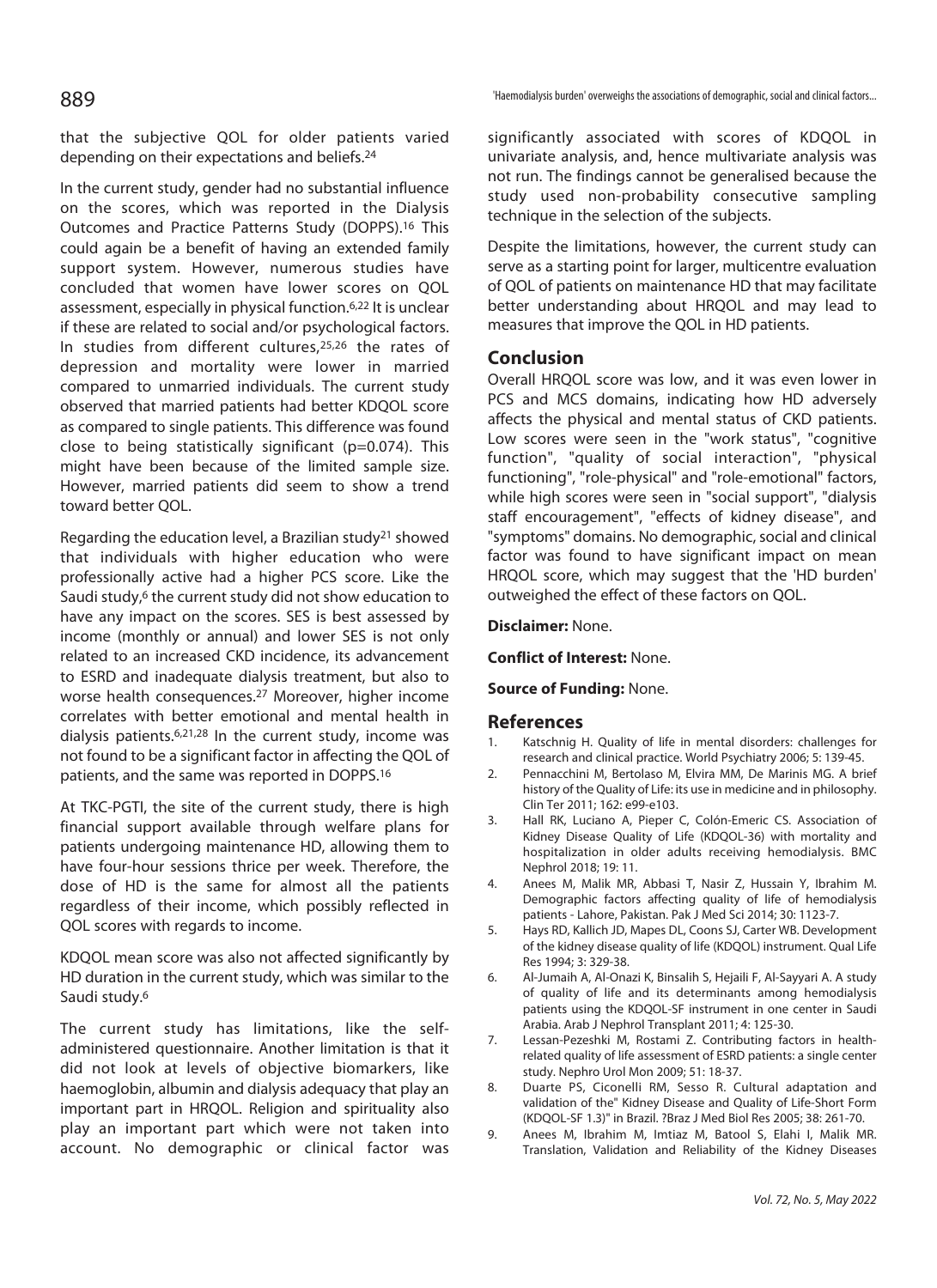that the subjective QOL for older patients varied depending on their expectations and beliefs.[24]

In the current study, gender had no substantial influence on the scores, which was reported in the Dialysis Outcomes and Practice Patterns Study (DOPPS).[16] This could again be a benefit of having an extended family support system. However, numerous studies have concluded that women have lower scores on QOL assessment, especially in physical function.[6,22] It is unclear if these are related to social and/or psychological factors. In studies from different cultures,[25,26] the rates of depression and mortality were lower in married compared to unmarried individuals. The current study observed that married patients had better KDQOL score as compared to single patients. This difference was found close to being statistically significant (p=0.074). This might have been because of the limited sample size. However, married patients did seem to show a trend toward better QOL.

Regarding the education level, a Brazilian study[21] showed that individuals with higher education who were professionally active had a higher PCS score. Like the Saudi study,[6] the current study did not show education to have any impact on the scores. SES is best assessed by income (monthly or annual) and lower SES is not only related to an increased CKD incidence, its advancement to ESRD and inadequate dialysis treatment, but also to worse health consequences.[27] Moreover, higher income correlates with better emotional and mental health in dialysis patients.[6,21,28] In the current study, income was not found to be a significant factor in affecting the QOL of patients, and the same was reported in DOPPS.[16]

At TKC-PGTI, the site of the current study, there is high financial support available through welfare plans for patients undergoing maintenance HD, allowing them to have four-hour sessions thrice per week. Therefore, the dose of HD is the same for almost all the patients regardless of their income, which possibly reflected in QOL scores with regards to income.

KDQOL mean score was also not affected significantly by HD duration in the current study, which was similar to the Saudi study.[6]

The current study has limitations, like the self-administered questionnaire. Another limitation is that it did not look at levels of objective biomarkers, like haemoglobin, albumin and dialysis adequacy that play an important part in HRQOL. Religion and spirituality also play an important part which were not taken into account. No demographic or clinical factor was significantly associated with scores of KDQOL in univariate analysis, and, hence multivariate analysis was not run. The findings cannot be generalised because the study used non-probability consecutive sampling technique in the selection of the subjects.

Despite the limitations, however, the current study can serve as a starting point for larger, multicentre evaluation of QOL of patients on maintenance HD that may facilitate better understanding about HRQOL and may lead to measures that improve the QOL in HD patients.

## Conclusion

Overall HRQOL score was low, and it was even lower in PCS and MCS domains, indicating how HD adversely affects the physical and mental status of CKD patients. Low scores were seen in the "work status", "cognitive function", "quality of social interaction", "physical functioning", "role-physical" and "role-emotional" factors, while high scores were seen in "social support", "dialysis staff encouragement", "effects of kidney disease", and "symptoms" domains. No demographic, social and clinical factor was found to have significant impact on mean HRQOL score, which may suggest that the 'HD burden' outweighed the effect of these factors on QOL.

**Disclaimer:** None.

**Conflict of Interest:** None.

**Source of Funding:** None.

## References

1. Katschnig H. Quality of life in mental disorders: challenges for research and clinical practice. World Psychiatry 2006; 5: 139-45.
2. Pennacchini M, Bertolaso M, Elvira MM, De Marinis MG. A brief history of the Quality of Life: its use in medicine and in philosophy. Clin Ter 2011; 162: e99-e103.
3. Hall RK, Luciano A, Pieper C, Colón-Emeric CS. Association of Kidney Disease Quality of Life (KDQOL-36) with mortality and hospitalization in older adults receiving hemodialysis. BMC Nephrol 2018; 19: 11.
4. Anees M, Malik MR, Abbasi T, Nasir Z, Hussain Y, Ibrahim M. Demographic factors affecting quality of life of hemodialysis patients - Lahore, Pakistan. Pak J Med Sci 2014; 30: 1123-7.
5. Hays RD, Kallich JD, Mapes DL, Coons SJ, Carter WB. Development of the kidney disease quality of life (KDQOL) instrument. Qual Life Res 1994; 3: 329-38.
6. Al-Jumaih A, Al-Onazi K, Binsalih S, Hejaili F, Al-Sayyari A. A study of quality of life and its determinants among hemodialysis patients using the KDQOL-SF instrument in one center in Saudi Arabia. Arab J Nephrol Transplant 2011; 4: 125-30.
7. Lessan-Pezeshki M, Rostami Z. Contributing factors in health-related quality of life assessment of ESRD patients: a single center study. Nephro Urol Mon 2009; 51: 18-37.
8. Duarte PS, Ciconelli RM, Sesso R. Cultural adaptation and validation of the" Kidney Disease and Quality of Life-Short Form (KDQOL-SF 1.3)" in Brazil. ?Braz J Med Biol Res 2005; 38: 261-70.
9. Anees M, Ibrahim M, Imtiaz M, Batool S, Elahi I, Malik MR. Translation, Validation and Reliability of the Kidney Diseases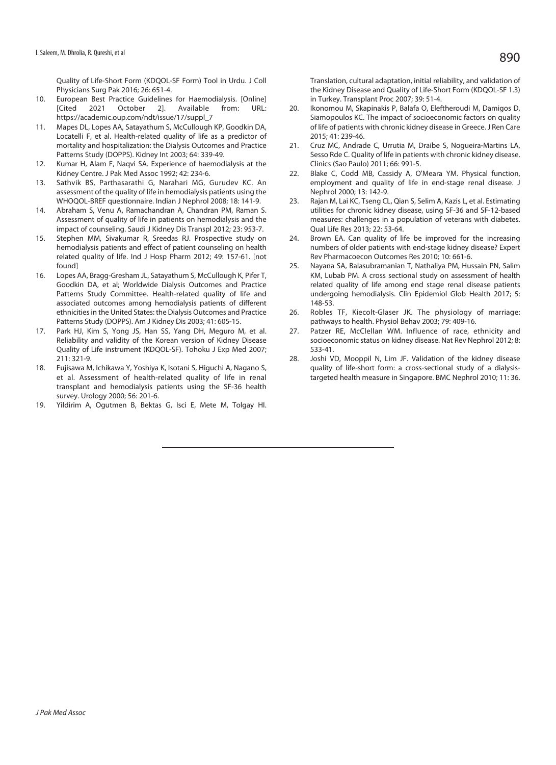Quality of Life-Short Form (KDQOL-SF Form) Tool in Urdu. J Coll Physicians Surg Pak 2016; 26: 651-4.

10. European Best Practice Guidelines for Haemodialysis. [Online] [Cited 2021 October 2]. Available from: URL: https://academic.oup.com/ndt/issue/17/suppl_7
11. Mapes DL, Lopes AA, Satayathum S, McCullough KP, Goodkin DA, Locatelli F, et al. Health-related quality of life as a predictor of mortality and hospitalization: the Dialysis Outcomes and Practice Patterns Study (DOPPS). Kidney Int 2003; 64: 339-49.
12. Kumar H, Alam F, Naqvi SA. Experience of haemodialysis at the Kidney Centre. J Pak Med Assoc 1992; 42: 234-6.
13. Sathvik BS, Parthasarathi G, Narahari MG, Gurudev KC. An assessment of the quality of life in hemodialysis patients using the WHOQOL-BREF questionnaire. Indian J Nephrol 2008; 18: 141-9.
14. Abraham S, Venu A, Ramachandran A, Chandran PM, Raman S. Assessment of quality of life in patients on hemodialysis and the impact of counseling. Saudi J Kidney Dis Transpl 2012; 23: 953-7.
15. Stephen MM, Sivakumar R, Sreedas RJ. Prospective study on hemodialysis patients and effect of patient counseling on health related quality of life. Ind J Hosp Pharm 2012; 49: 157-61. [not found]
16. Lopes AA, Bragg-Gresham JL, Satayathum S, McCullough K, Pifer T, Goodkin DA, et al; Worldwide Dialysis Outcomes and Practice Patterns Study Committee. Health-related quality of life and associated outcomes among hemodialysis patients of different ethnicities in the United States: the Dialysis Outcomes and Practice Patterns Study (DOPPS). Am J Kidney Dis 2003; 41: 605-15.
17. Park HJ, Kim S, Yong JS, Han SS, Yang DH, Meguro M, et al. Reliability and validity of the Korean version of Kidney Disease Quality of Life instrument (KDQOL-SF). Tohoku J Exp Med 2007; 211: 321-9.
18. Fujisawa M, Ichikawa Y, Yoshiya K, Isotani S, Higuchi A, Nagano S, et al. Assessment of health-related quality of life in renal transplant and hemodialysis patients using the SF-36 health survey. Urology 2000; 56: 201-6.
19. Yildirim A, Ogutmen B, Bektas G, Isci E, Mete M, Tolgay HI. Translation, cultural adaptation, initial reliability, and validation of the Kidney Disease and Quality of Life-Short Form (KDQOL-SF 1.3) in Turkey. Transplant Proc 2007; 39: 51-4.
20. Ikonomou M, Skapinakis P, Balafa O, Eleftheroudi M, Damigos D, Siamopoulos KC. The impact of socioeconomic factors on quality of life of patients with chronic kidney disease in Greece. J Ren Care 2015; 41: 239-46.
21. Cruz MC, Andrade C, Urrutia M, Draibe S, Nogueira-Martins LA, Sesso Rde C. Quality of life in patients with chronic kidney disease. Clinics (Sao Paulo) 2011; 66: 991-5.
22. Blake C, Codd MB, Cassidy A, O'Meara YM. Physical function, employment and quality of life in end-stage renal disease. J Nephrol 2000; 13: 142-9.
23. Rajan M, Lai KC, Tseng CL, Qian S, Selim A, Kazis L, et al. Estimating utilities for chronic kidney disease, using SF-36 and SF-12-based measures: challenges in a population of veterans with diabetes. Qual Life Res 2013; 22: 53-64.
24. Brown EA. Can quality of life be improved for the increasing numbers of older patients with end-stage kidney disease? Expert Rev Pharmacoecon Outcomes Res 2010; 10: 661-6.
25. Nayana SA, Balasubramanian T, Nathaliya PM, Hussain PN, Salim KM, Lubab PM. A cross sectional study on assessment of health related quality of life among end stage renal disease patients undergoing hemodialysis. Clin Epidemiol Glob Health 2017; 5: 148-53.
26. Robles TF, Kiecolt-Glaser JK. The physiology of marriage: pathways to health. Physiol Behav 2003; 79: 409-16.
27. Patzer RE, McClellan WM. Influence of race, ethnicity and socioeconomic status on kidney disease. Nat Rev Nephrol 2012; 8: 533-41.
28. Joshi VD, Mooppil N, Lim JF. Validation of the kidney disease quality of life-short form: a cross-sectional study of a dialysis-targeted health measure in Singapore. BMC Nephrol 2010; 11: 36.